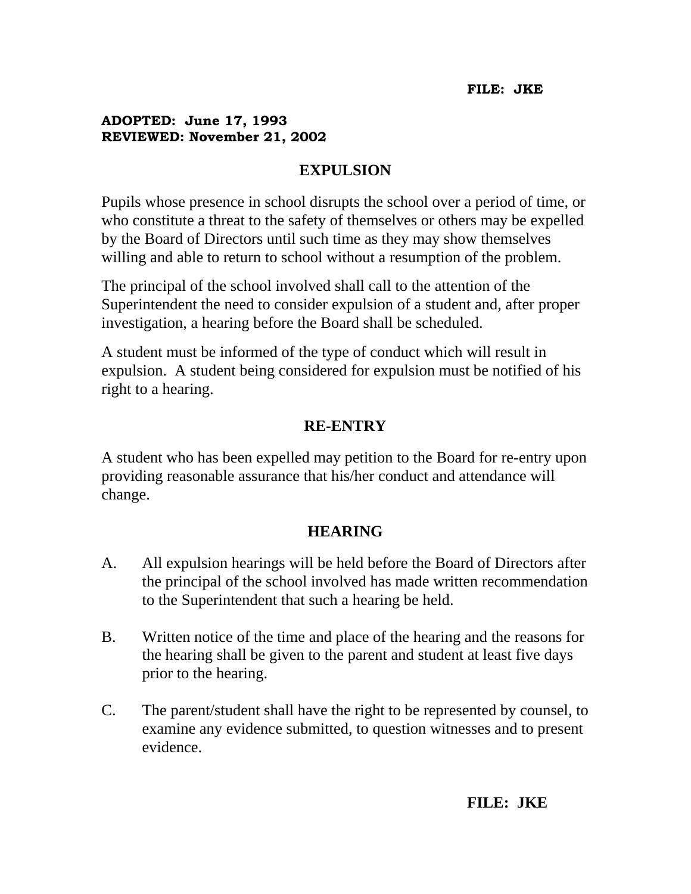**FILE: JKE**

**ADOPTED: June 17, 1993**
**REVIEWED: November 21, 2002**

## EXPULSION

Pupils whose presence in school disrupts the school over a period of time, or who constitute a threat to the safety of themselves or others may be expelled by the Board of Directors until such time as they may show themselves willing and able to return to school without a resumption of the problem.

The principal of the school involved shall call to the attention of the Superintendent the need to consider expulsion of a student and, after proper investigation, a hearing before the Board shall be scheduled.

A student must be informed of the type of conduct which will result in expulsion. A student being considered for expulsion must be notified of his right to a hearing.

## RE-ENTRY

A student who has been expelled may petition to the Board for re-entry upon providing reasonable assurance that his/her conduct and attendance will change.

## HEARING

A. All expulsion hearings will be held before the Board of Directors after the principal of the school involved has made written recommendation to the Superintendent that such a hearing be held.

B. Written notice of the time and place of the hearing and the reasons for the hearing shall be given to the parent and student at least five days prior to the hearing.

C. The parent/student shall have the right to be represented by counsel, to examine any evidence submitted, to question witnesses and to present evidence.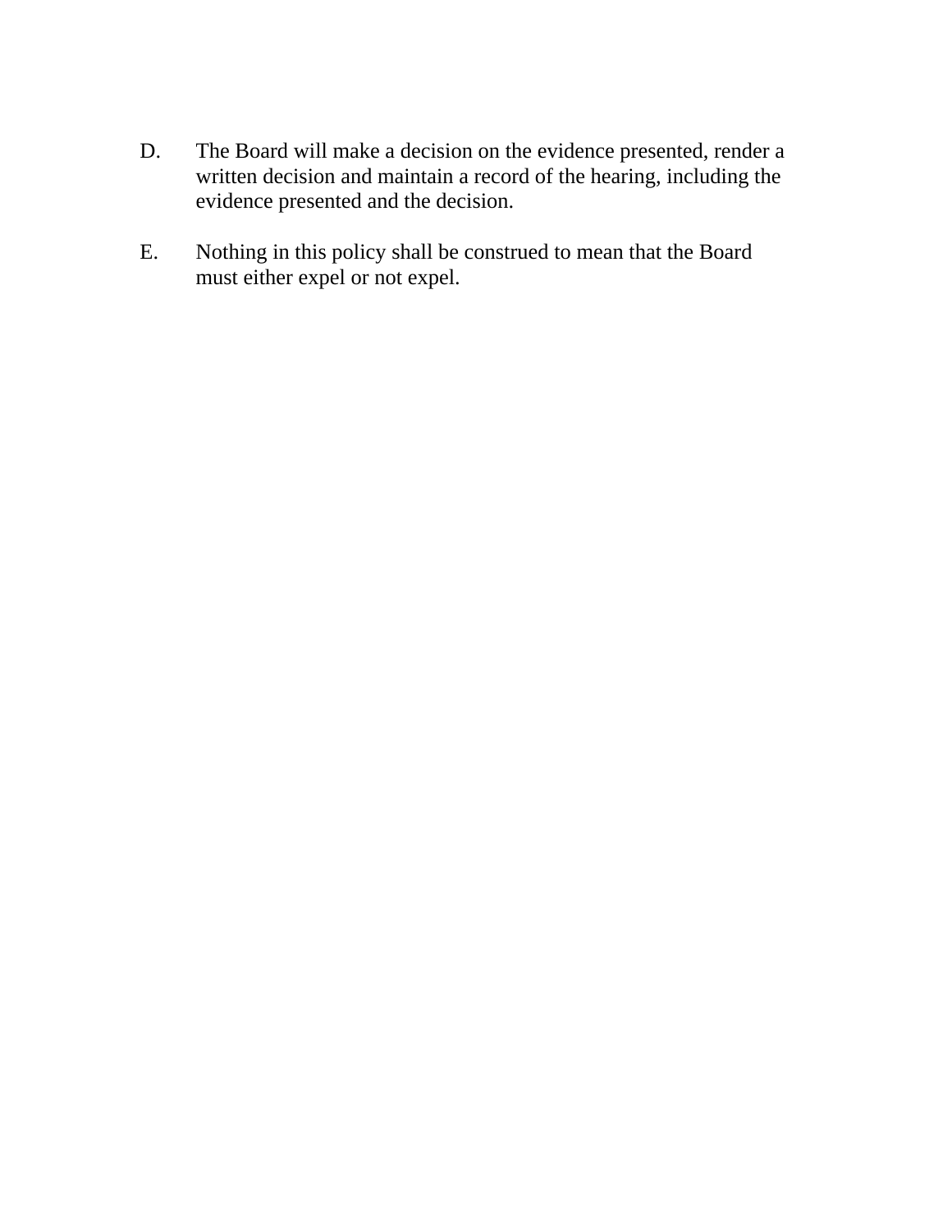D. The Board will make a decision on the evidence presented, render a written decision and maintain a record of the hearing, including the evidence presented and the decision.

E. Nothing in this policy shall be construed to mean that the Board must either expel or not expel.